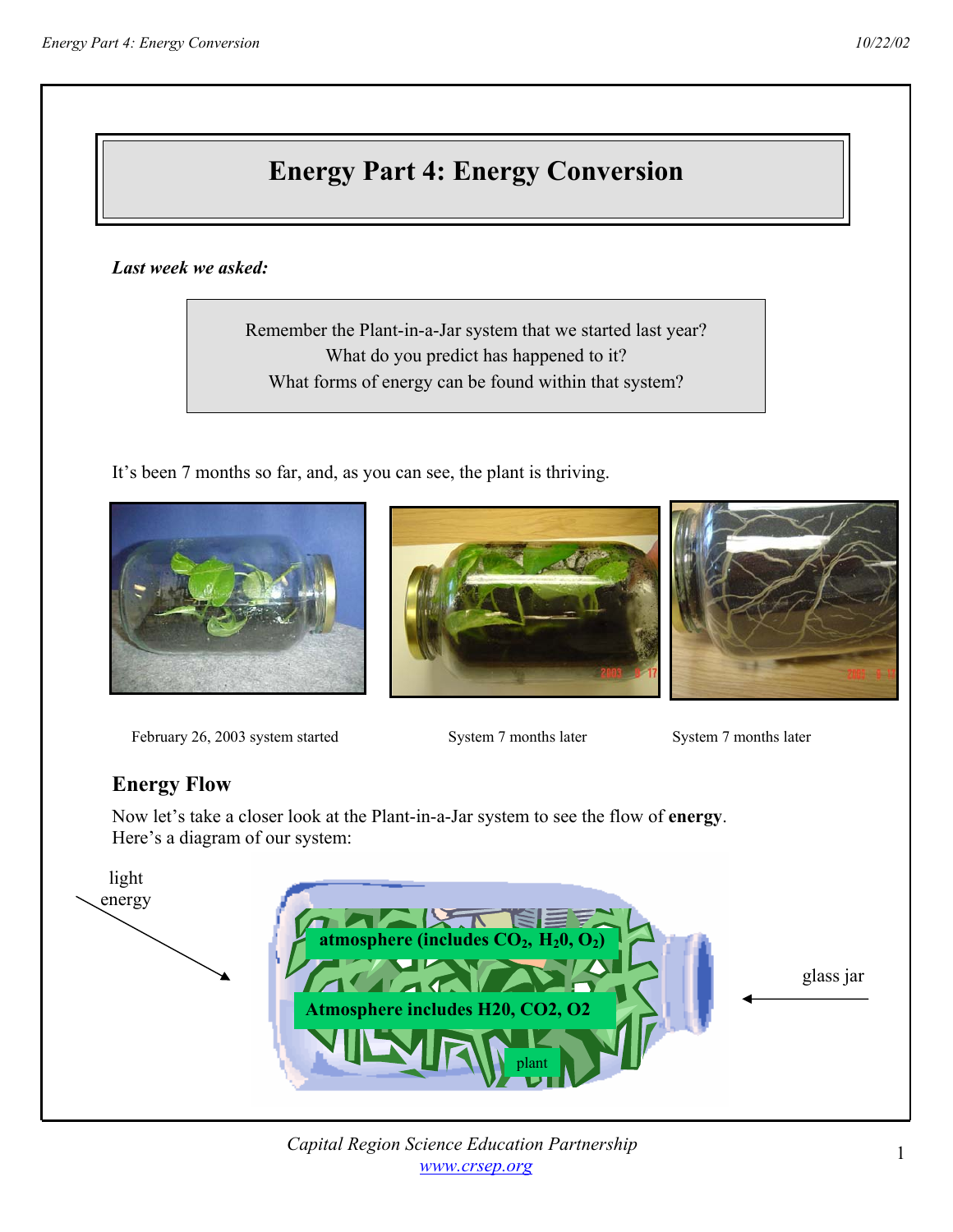# Energy Part 4: Energy Conversion

***Last week we asked:***

> Remember the Plant-in-a-Jar system that we started last year?
> What do you predict has happened to it?
> What forms of energy can be found within that system?

It's been 7 months so far, and, as you can see, the plant is thriving.

February 26, 2003 system started

System 7 months later

System 7 months later

## Energy Flow

Now let's take a closer look at the Plant-in-a-Jar system to see the flow of **energy**.
Here's a diagram of our system:

light energy

**atmosphere (includes $CO_2$, $H_2O$, $O_2$)**

**Atmosphere includes H20, CO2, O2**

plant

glass jar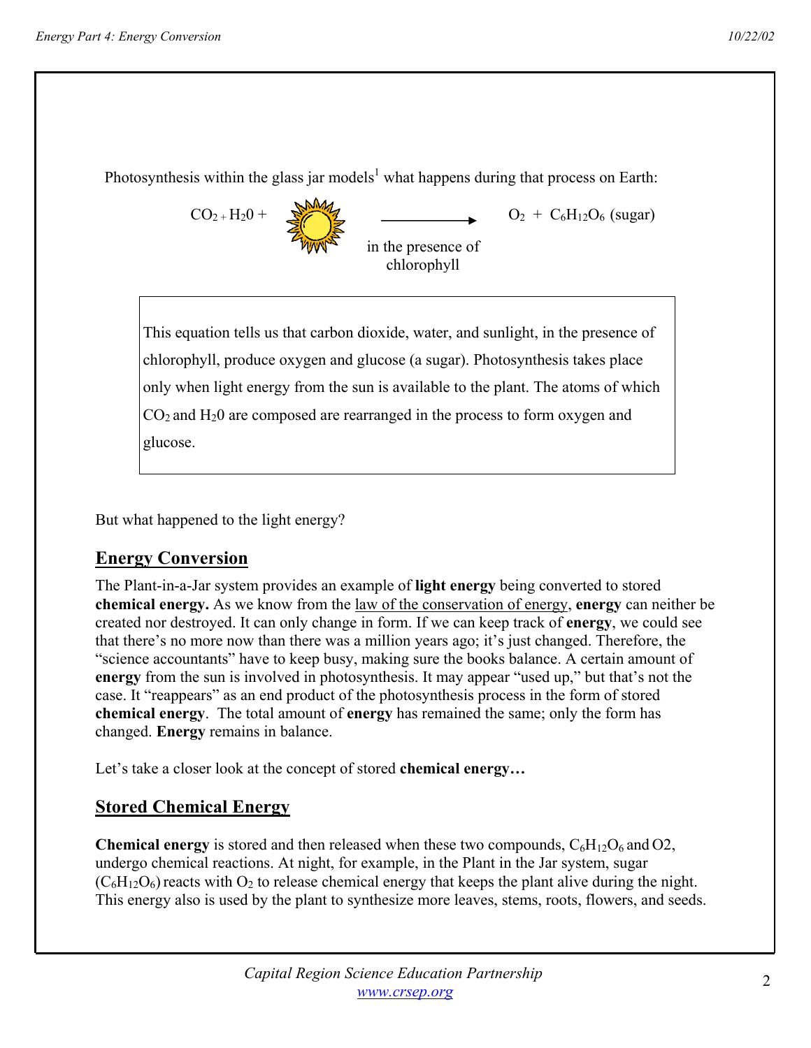Photosynthesis within the glass jar models[1] what happens during that process on Earth:

$$CO_2 + H_20 + \text{(sun)} \xrightarrow{\text{in the presence of chlorophyll}} O_2 + C_6H_{12}O_6 \text{ (sugar)}$$

> This equation tells us that carbon dioxide, water, and sunlight, in the presence of chlorophyll, produce oxygen and glucose (a sugar). Photosynthesis takes place only when light energy from the sun is available to the plant. The atoms of which $CO_2$ and $H_20$ are composed are rearranged in the process to form oxygen and glucose.

But what happened to the light energy?

## Energy Conversion

The Plant-in-a-Jar system provides an example of **light energy** being converted to stored **chemical energy.** As we know from the law of the conservation of energy, **energy** can neither be created nor destroyed. It can only change in form. If we can keep track of **energy**, we could see that there's no more now than there was a million years ago; it's just changed. Therefore, the "science accountants" have to keep busy, making sure the books balance. A certain amount of **energy** from the sun is involved in photosynthesis. It may appear "used up," but that's not the case. It "reappears" as an end product of the photosynthesis process in the form of stored **chemical energy**. The total amount of **energy** has remained the same; only the form has changed. **Energy** remains in balance.

Let's take a closer look at the concept of stored **chemical energy…**

## Stored Chemical Energy

**Chemical energy** is stored and then released when these two compounds, $C_6H_{12}O_6$ and O2, undergo chemical reactions. At night, for example, in the Plant in the Jar system, sugar ($C_6H_{12}O_6$) reacts with $O_2$ to release chemical energy that keeps the plant alive during the night. This energy also is used by the plant to synthesize more leaves, stems, roots, flowers, and seeds.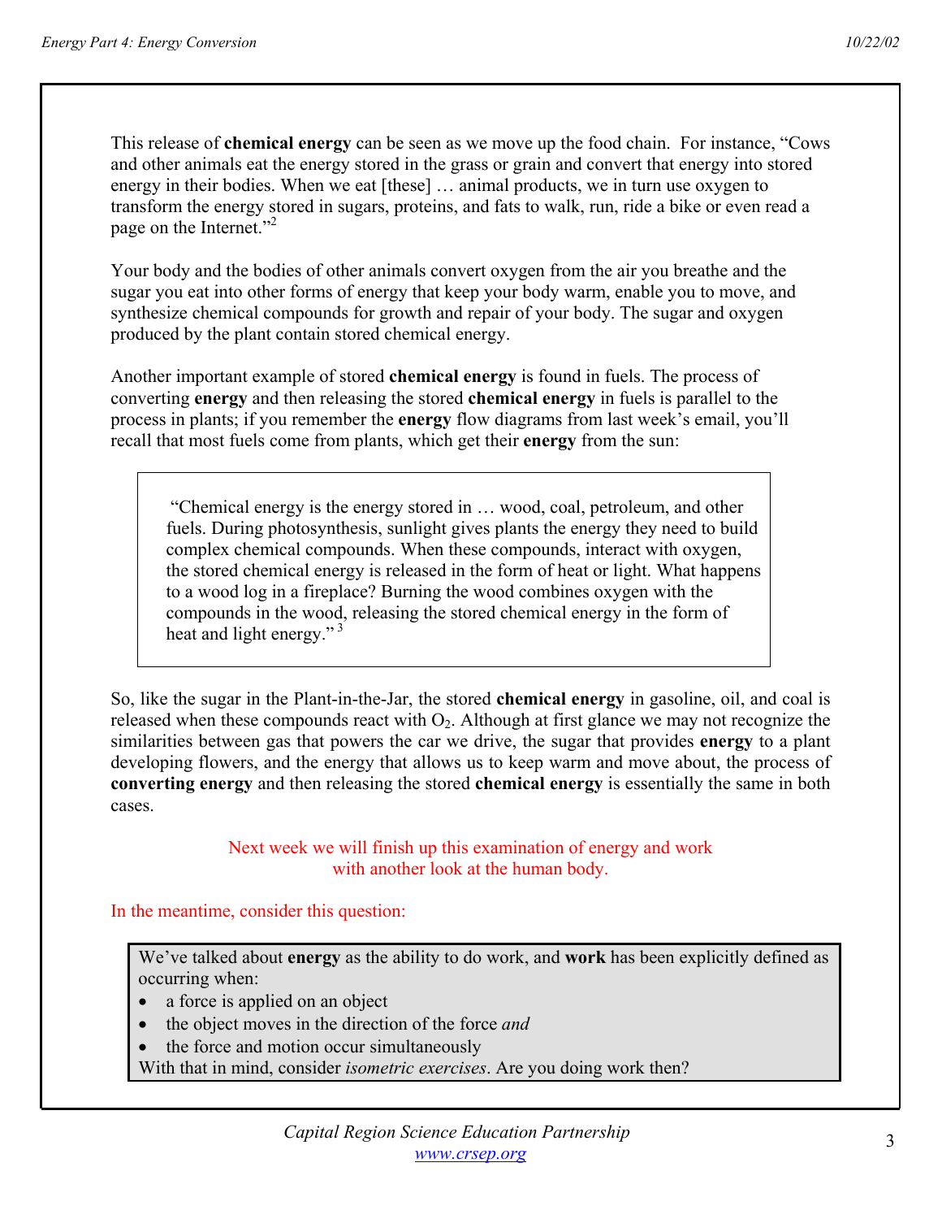This release of **chemical energy** can be seen as we move up the food chain. For instance, "Cows and other animals eat the energy stored in the grass or grain and convert that energy into stored energy in their bodies. When we eat [these] … animal products, we in turn use oxygen to transform the energy stored in sugars, proteins, and fats to walk, run, ride a bike or even read a page on the Internet."[2]

Your body and the bodies of other animals convert oxygen from the air you breathe and the sugar you eat into other forms of energy that keep your body warm, enable you to move, and synthesize chemical compounds for growth and repair of your body. The sugar and oxygen produced by the plant contain stored chemical energy.

Another important example of stored **chemical energy** is found in fuels. The process of converting **energy** and then releasing the stored **chemical energy** in fuels is parallel to the process in plants; if you remember the **energy** flow diagrams from last week's email, you'll recall that most fuels come from plants, which get their **energy** from the sun:

> "Chemical energy is the energy stored in … wood, coal, petroleum, and other fuels. During photosynthesis, sunlight gives plants the energy they need to build complex chemical compounds. When these compounds, interact with oxygen, the stored chemical energy is released in the form of heat or light. What happens to a wood log in a fireplace? Burning the wood combines oxygen with the compounds in the wood, releasing the stored chemical energy in the form of heat and light energy."[3]

So, like the sugar in the Plant-in-the-Jar, the stored **chemical energy** in gasoline, oil, and coal is released when these compounds react with $O_2$. Although at first glance we may not recognize the similarities between gas that powers the car we drive, the sugar that provides **energy** to a plant developing flowers, and the energy that allows us to keep warm and move about, the process of **converting energy** and then releasing the stored **chemical energy** is essentially the same in both cases.

Next week we will finish up this examination of energy and work with another look at the human body.

In the meantime, consider this question:

> We've talked about **energy** as the ability to do work, and **work** has been explicitly defined as occurring when:
>
> - a force is applied on an object
> - the object moves in the direction of the force *and*
> - the force and motion occur simultaneously
>
> With that in mind, consider *isometric exercises*. Are you doing work then?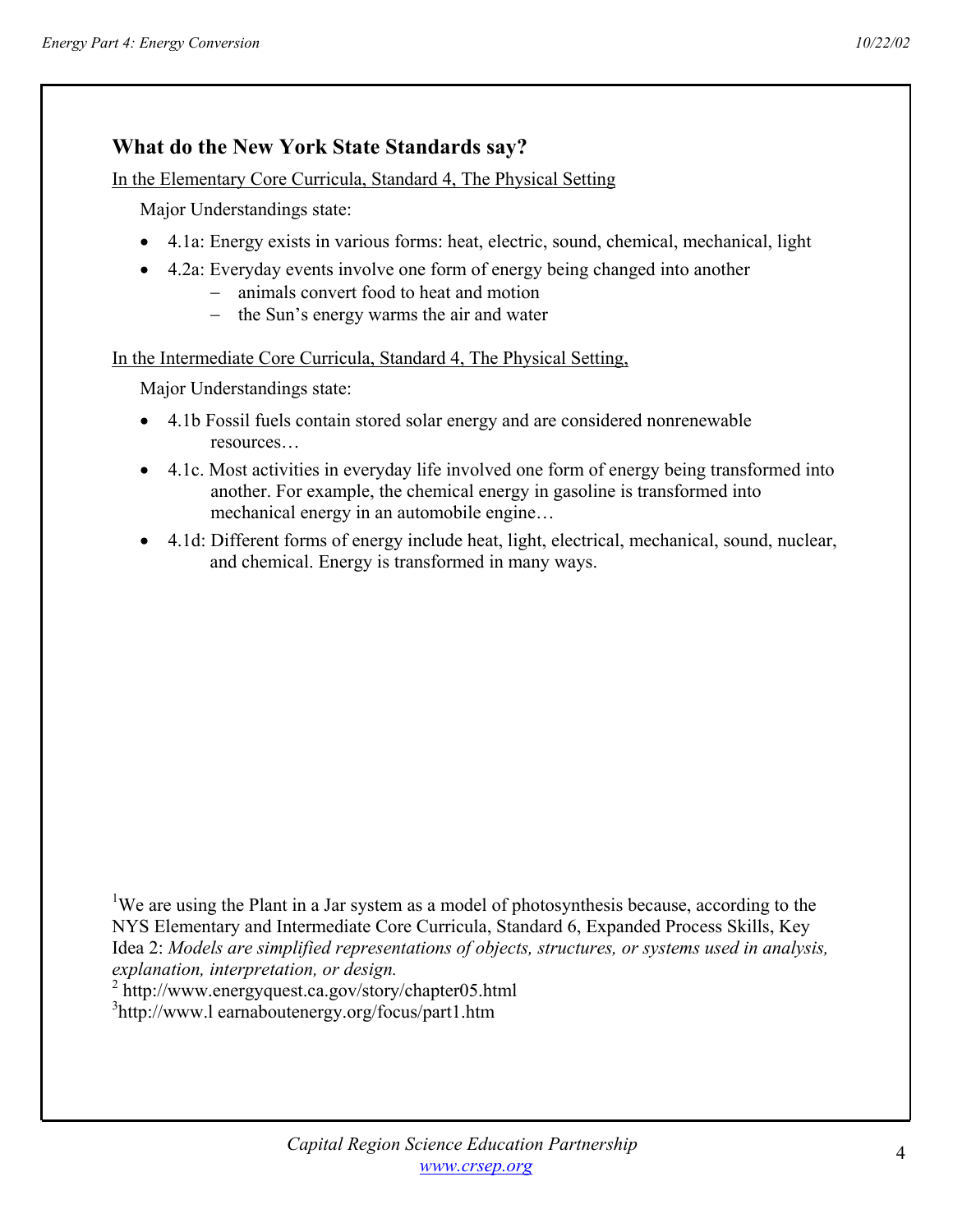## What do the New York State Standards say?

In the Elementary Core Curricula, Standard 4, The Physical Setting

Major Understandings state:

- 4.1a: Energy exists in various forms: heat, electric, sound, chemical, mechanical, light
- 4.2a: Everyday events involve one form of energy being changed into another
  - animals convert food to heat and motion
  - the Sun's energy warms the air and water

In the Intermediate Core Curricula, Standard 4, The Physical Setting,

Major Understandings state:

- 4.1b Fossil fuels contain stored solar energy and are considered nonrenewable resources…
- 4.1c. Most activities in everyday life involved one form of energy being transformed into another. For example, the chemical energy in gasoline is transformed into mechanical energy in an automobile engine…
- 4.1d: Different forms of energy include heat, light, electrical, mechanical, sound, nuclear, and chemical. Energy is transformed in many ways.

[1]We are using the Plant in a Jar system as a model of photosynthesis because, according to the NYS Elementary and Intermediate Core Curricula, Standard 6, Expanded Process Skills, Key Idea 2: *Models are simplified representations of objects, structures, or systems used in analysis, explanation, interpretation, or design.*

[2] http://www.energyquest.ca.gov/story/chapter05.html

[3]http://www.l earnaboutenergy.org/focus/part1.htm